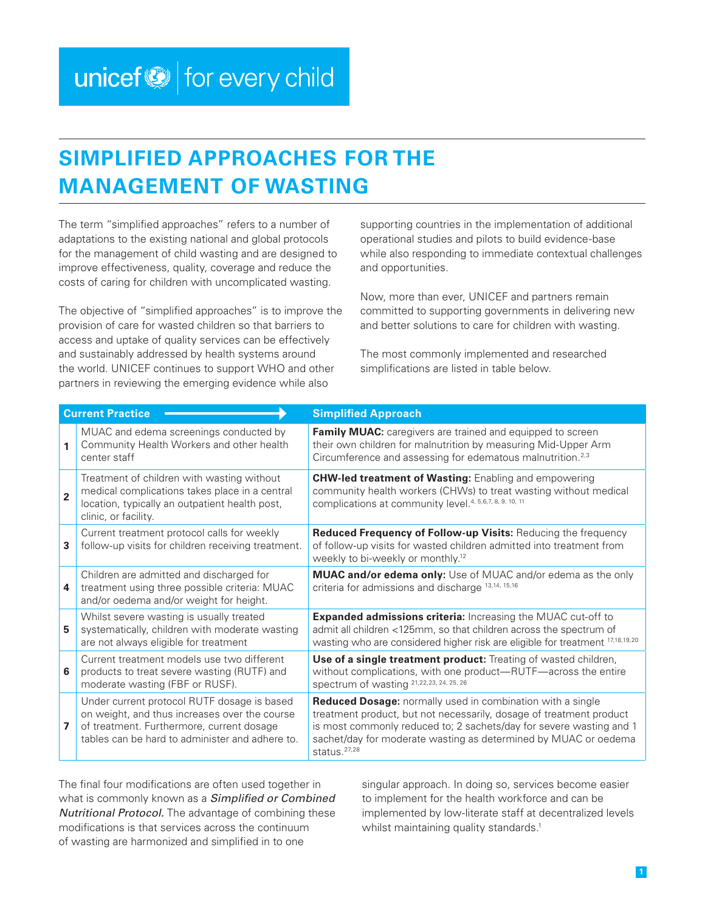unicef | for every child

# SIMPLIFIED APPROACHES FOR THE MANAGEMENT OF WASTING

The term "simplified approaches" refers to a number of adaptations to the existing national and global protocols for the management of child wasting and are designed to improve effectiveness, quality, coverage and reduce the costs of caring for children with uncomplicated wasting.

The objective of "simplified approaches" is to improve the provision of care for wasted children so that barriers to access and uptake of quality services can be effectively and sustainably addressed by health systems around the world. UNICEF continues to support WHO and other partners in reviewing the emerging evidence while also supporting countries in the implementation of additional operational studies and pilots to build evidence-base while also responding to immediate contextual challenges and opportunities.

Now, more than ever, UNICEF and partners remain committed to supporting governments in delivering new and better solutions to care for children with wasting.

The most commonly implemented and researched simplifications are listed in table below.

| | Current Practice | Simplified Approach |
|---|---|---|
| 1 | MUAC and edema screenings conducted by Community Health Workers and other health center staff | **Family MUAC:** caregivers are trained and equipped to screen their own children for malnutrition by measuring Mid-Upper Arm Circumference and assessing for edematous malnutrition.[2,3] |
| 2 | Treatment of children with wasting without medical complications takes place in a central location, typically an outpatient health post, clinic, or facility. | **CHW-led treatment of Wasting:** Enabling and empowering community health workers (CHWs) to treat wasting without medical complications at community level.[4, 5,6,7, 8, 9, 10, 11] |
| 3 | Current treatment protocol calls for weekly follow-up visits for children receiving treatment. | **Reduced Frequency of Follow-up Visits:** Reducing the frequency of follow-up visits for wasted children admitted into treatment from weekly to bi-weekly or monthly.[12] |
| 4 | Children are admitted and discharged for treatment using three possible criteria: MUAC and/or oedema and/or weight for height. | **MUAC and/or edema only:** Use of MUAC and/or edema as the only criteria for admissions and discharge [13,14, 15,16] |
| 5 | Whilst severe wasting is usually treated systematically, children with moderate wasting are not always eligible for treatment | **Expanded admissions criteria:** Increasing the MUAC cut-off to admit all children <125mm, so that children across the spectrum of wasting who are considered higher risk are eligible for treatment [17,18,19,20] |
| 6 | Current treatment models use two different products to treat severe wasting (RUTF) and moderate wasting (FBF or RUSF). | **Use of a single treatment product:** Treating of wasted children, without complications, with one product—RUTF—across the entire spectrum of wasting [21,22,23, 24, 25, 26] |
| 7 | Under current protocol RUTF dosage is based on weight, and thus increases over the course of treatment. Furthermore, current dosage tables can be hard to administer and adhere to. | **Reduced Dosage:** normally used in combination with a single treatment product, but not necessarily, dosage of treatment product is most commonly reduced to; 2 sachets/day for severe wasting and 1 sachet/day for moderate wasting as determined by MUAC or oedema status.[27,28] |

The final four modifications are often used together in what is commonly known as a *Simplified or Combined Nutritional Protocol.* The advantage of combining these modifications is that services across the continuum of wasting are harmonized and simplified in to one singular approach. In doing so, services become easier to implement for the health workforce and can be implemented by low-literate staff at decentralized levels whilst maintaining quality standards.[1]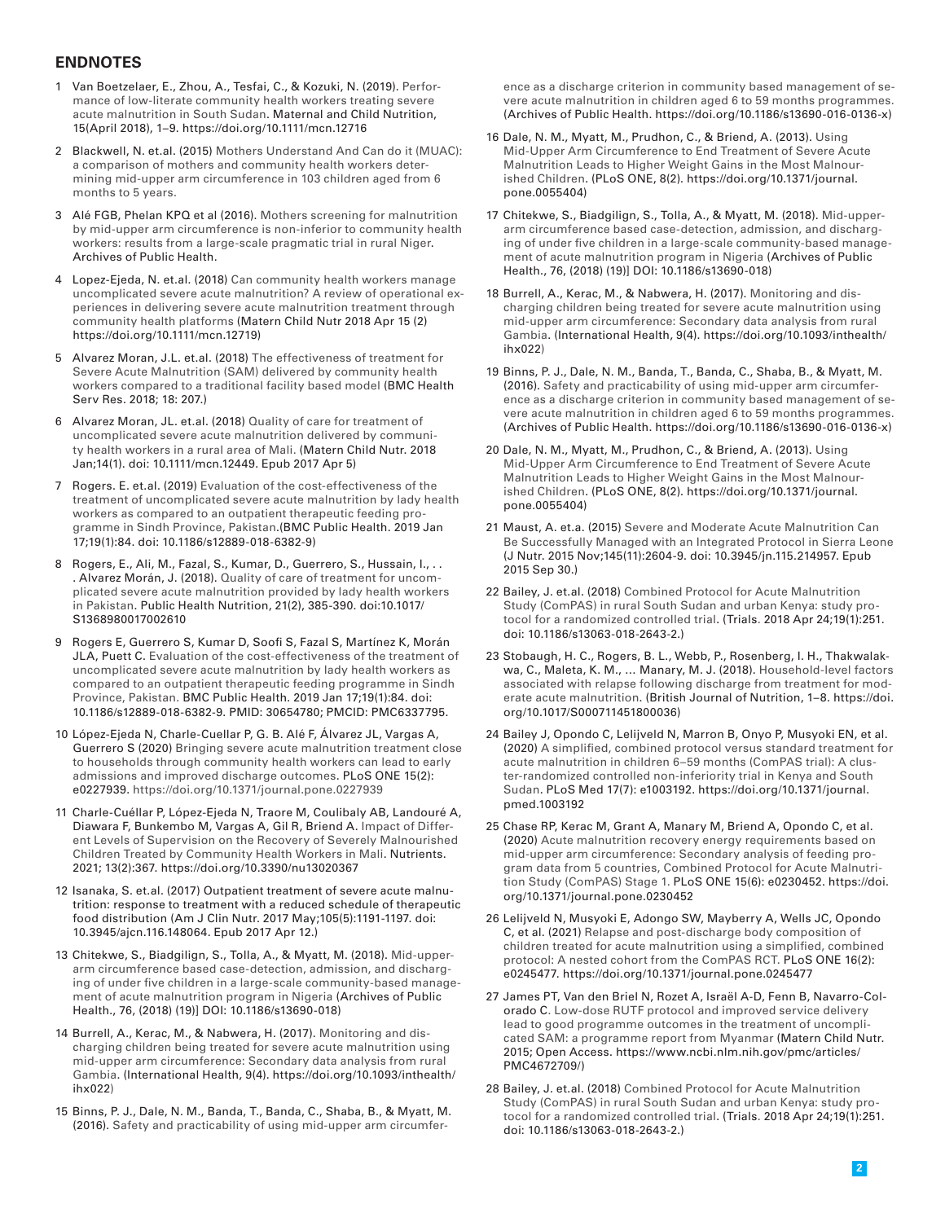## ENDNOTES

1. Van Boetzelaer, E., Zhou, A., Tesfai, C., & Kozuki, N. (2019). Performance of low-literate community health workers treating severe acute malnutrition in South Sudan. Maternal and Child Nutrition, 15(April 2018), 1–9. https://doi.org/10.1111/mcn.12716
2. Blackwell, N. et.al. (2015) Mothers Understand And Can do it (MUAC): a comparison of mothers and community health workers determining mid-upper arm circumference in 103 children aged from 6 months to 5 years.
3. Alé FGB, Phelan KPQ et al (2016). Mothers screening for malnutrition by mid-upper arm circumference is non-inferior to community health workers: results from a large-scale pragmatic trial in rural Niger. Archives of Public Health.
4. Lopez-Ejeda, N. et.al. (2018) Can community health workers manage uncomplicated severe acute malnutrition? A review of operational experiences in delivering severe acute malnutrition treatment through community health platforms (Matern Child Nutr 2018 Apr 15 (2) https://doi.org/10.1111/mcn.12719)
5. Alvarez Moran, J.L. et.al. (2018) The effectiveness of treatment for Severe Acute Malnutrition (SAM) delivered by community health workers compared to a traditional facility based model (BMC Health Serv Res. 2018; 18: 207.)
6. Alvarez Moran, JL. et.al. (2018) Quality of care for treatment of uncomplicated severe acute malnutrition delivered by community health workers in a rural area of Mali. (Matern Child Nutr. 2018 Jan;14(1). doi: 10.1111/mcn.12449. Epub 2017 Apr 5)
7. Rogers. E. et.al. (2019) Evaluation of the cost-effectiveness of the treatment of uncomplicated severe acute malnutrition by lady health workers as compared to an outpatient therapeutic feeding programme in Sindh Province, Pakistan.(BMC Public Health. 2019 Jan 17;19(1):84. doi: 10.1186/s12889-018-6382-9)
8. Rogers, E., Ali, M., Fazal, S., Kumar, D., Guerrero, S., Hussain, I., . . . Alvarez Morán, J. (2018). Quality of care of treatment for uncomplicated severe acute malnutrition provided by lady health workers in Pakistan. Public Health Nutrition, 21(2), 385-390. doi:10.1017/S1368980017002610
9. Rogers E, Guerrero S, Kumar D, Soofi S, Fazal S, Martínez K, Morán JLA, Puett C. Evaluation of the cost-effectiveness of the treatment of uncomplicated severe acute malnutrition by lady health workers as compared to an outpatient therapeutic feeding programme in Sindh Province, Pakistan. BMC Public Health. 2019 Jan 17;19(1):84. doi: 10.1186/s12889-018-6382-9. PMID: 30654780; PMCID: PMC6337795.
10. López-Ejeda N, Charle-Cuellar P, G. B. Alé F, Álvarez JL, Vargas A, Guerrero S (2020) Bringing severe acute malnutrition treatment close to households through community health workers can lead to early admissions and improved discharge outcomes. PLoS ONE 15(2): e0227939. https://doi.org/10.1371/journal.pone.0227939
11. Charle-Cuéllar P, López-Ejeda N, Traore M, Coulibaly AB, Landouré A, Diawara F, Bunkembo M, Vargas A, Gil R, Briend A. Impact of Different Levels of Supervision on the Recovery of Severely Malnourished Children Treated by Community Health Workers in Mali. Nutrients. 2021; 13(2):367. https://doi.org/10.3390/nu13020367
12. Isanaka, S. et.al. (2017) Outpatient treatment of severe acute malnutrition: response to treatment with a reduced schedule of therapeutic food distribution (Am J Clin Nutr. 2017 May;105(5):1191-1197. doi: 10.3945/ajcn.116.148064. Epub 2017 Apr 12.)
13. Chitekwe, S., Biadgilign, S., Tolla, A., & Myatt, M. (2018). Mid-upper-arm circumference based case-detection, admission, and discharging of under five children in a large-scale community-based management of acute malnutrition program in Nigeria (Archives of Public Health., 76, (2018) (19)] DOI: 10.1186/s13690-018)
14. Burrell, A., Kerac, M., & Nabwera, H. (2017). Monitoring and discharging children being treated for severe acute malnutrition using mid-upper arm circumference: Secondary data analysis from rural Gambia. (International Health, 9(4). https://doi.org/10.1093/inthealth/ihx022)
15. Binns, P. J., Dale, N. M., Banda, T., Banda, C., Shaba, B., & Myatt, M. (2016). Safety and practicability of using mid-upper arm circumference as a discharge criterion in community based management of severe acute malnutrition in children aged 6 to 59 months programmes. (Archives of Public Health. https://doi.org/10.1186/s13690-016-0136-x)
16. Dale, N. M., Myatt, M., Prudhon, C., & Briend, A. (2013). Using Mid-Upper Arm Circumference to End Treatment of Severe Acute Malnutrition Leads to Higher Weight Gains in the Most Malnourished Children. (PLoS ONE, 8(2). https://doi.org/10.1371/journal.pone.0055404)
17. Chitekwe, S., Biadgilign, S., Tolla, A., & Myatt, M. (2018). Mid-upper-arm circumference based case-detection, admission, and discharging of under five children in a large-scale community-based management of acute malnutrition program in Nigeria (Archives of Public Health., 76, (2018) (19)] DOI: 10.1186/s13690-018)
18. Burrell, A., Kerac, M., & Nabwera, H. (2017). Monitoring and discharging children being treated for severe acute malnutrition using mid-upper arm circumference: Secondary data analysis from rural Gambia. (International Health, 9(4). https://doi.org/10.1093/inthealth/ihx022)
19. Binns, P. J., Dale, N. M., Banda, T., Banda, C., Shaba, B., & Myatt, M. (2016). Safety and practicability of using mid-upper arm circumference as a discharge criterion in community based management of severe acute malnutrition in children aged 6 to 59 months programmes. (Archives of Public Health. https://doi.org/10.1186/s13690-016-0136-x)
20. Dale, N. M., Myatt, M., Prudhon, C., & Briend, A. (2013). Using Mid-Upper Arm Circumference to End Treatment of Severe Acute Malnutrition Leads to Higher Weight Gains in the Most Malnourished Children. (PLoS ONE, 8(2). https://doi.org/10.1371/journal.pone.0055404)
21. Maust, A. et.a. (2015) Severe and Moderate Acute Malnutrition Can Be Successfully Managed with an Integrated Protocol in Sierra Leone (J Nutr. 2015 Nov;145(11):2604-9. doi: 10.3945/jn.115.214957. Epub 2015 Sep 30.)
22. Bailey, J. et.al. (2018) Combined Protocol for Acute Malnutrition Study (ComPAS) in rural South Sudan and urban Kenya: study protocol for a randomized controlled trial. (Trials. 2018 Apr 24;19(1):251. doi: 10.1186/s13063-018-2643-2.)
23. Stobaugh, H. C., Rogers, B. L., Webb, P., Rosenberg, I. H., Thakwalakwa, C., Maleta, K. M., … Manary, M. J. (2018). Household-level factors associated with relapse following discharge from treatment for moderate acute malnutrition. (British Journal of Nutrition, 1–8. https://doi.org/10.1017/S000711451800036)
24. Bailey J, Opondo C, Lelijveld N, Marron B, Onyo P, Musyoki EN, et al. (2020) A simplified, combined protocol versus standard treatment for acute malnutrition in children 6–59 months (ComPAS trial): A cluster-randomized controlled non-inferiority trial in Kenya and South Sudan. PLoS Med 17(7): e1003192. https://doi.org/10.1371/journal.pmed.1003192
25. Chase RP, Kerac M, Grant A, Manary M, Briend A, Opondo C, et al. (2020) Acute malnutrition recovery energy requirements based on mid-upper arm circumference: Secondary analysis of feeding program data from 5 countries, Combined Protocol for Acute Malnutrition Study (ComPAS) Stage 1. PLoS ONE 15(6): e0230452. https://doi.org/10.1371/journal.pone.0230452
26. Lelijveld N, Musyoki E, Adongo SW, Mayberry A, Wells JC, Opondo C, et al. (2021) Relapse and post-discharge body composition of children treated for acute malnutrition using a simplified, combined protocol: A nested cohort from the ComPAS RCT. PLoS ONE 16(2): e0245477. https://doi.org/10.1371/journal.pone.0245477
27. James PT, Van den Briel N, Rozet A, Israël A-D, Fenn B, Navarro-Colorado C. Low-dose RUTF protocol and improved service delivery lead to good programme outcomes in the treatment of uncomplicated SAM: a programme report from Myanmar (Matern Child Nutr. 2015; Open Access. https://www.ncbi.nlm.nih.gov/pmc/articles/PMC4672709/)
28. Bailey, J. et.al. (2018) Combined Protocol for Acute Malnutrition Study (ComPAS) in rural South Sudan and urban Kenya: study protocol for a randomized controlled trial. (Trials. 2018 Apr 24;19(1):251. doi: 10.1186/s13063-018-2643-2.)